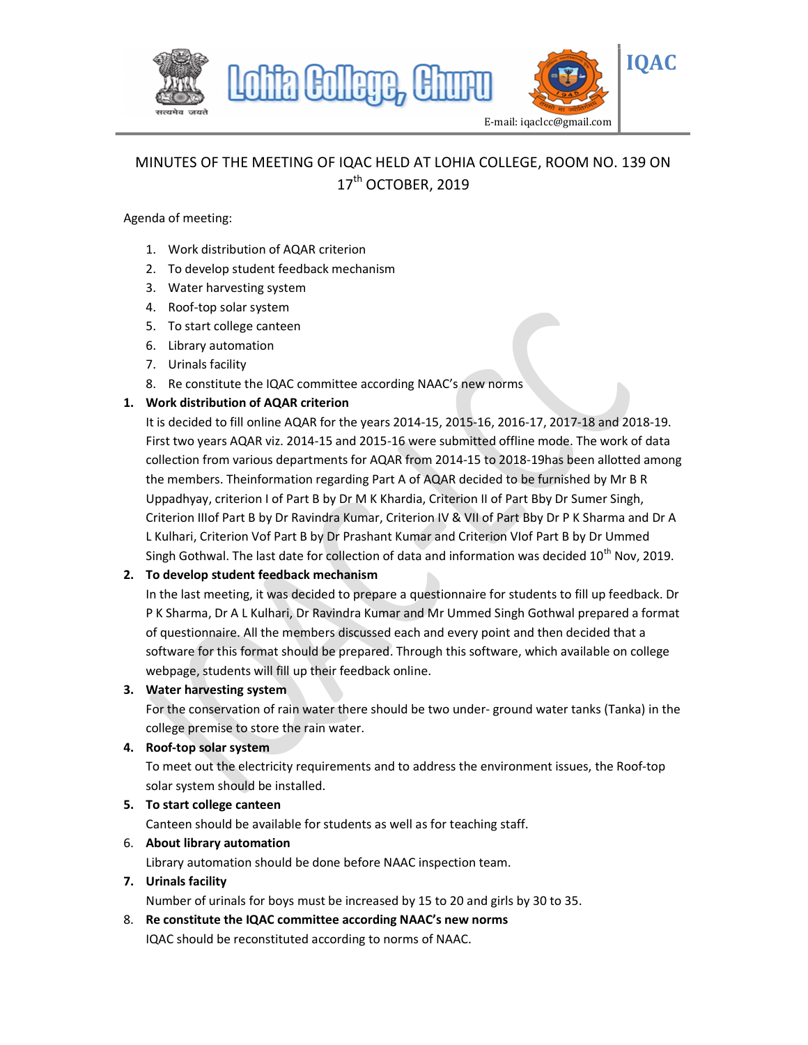Lohia College, Churu

IQAC

E-mail: iqaclcc@gmail.com

# MINUTES OF THE MEETING OF IQAC HELD AT LOHIA COLLEGE, ROOM NO. 139 ON 17th OCTOBER, 2019

Agenda of meeting:

1. Work distribution of AQAR criterion
2. To develop student feedback mechanism
3. Water harvesting system
4. Roof-top solar system
5. To start college canteen
6. Library automation
7. Urinals facility
8. Re constitute the IQAC committee according NAAC's new norms

**1. Work distribution of AQAR criterion**

It is decided to fill online AQAR for the years 2014-15, 2015-16, 2016-17, 2017-18 and 2018-19. First two years AQAR viz. 2014-15 and 2015-16 were submitted offline mode. The work of data collection from various departments for AQAR from 2014-15 to 2018-19has been allotted among the members. Theinformation regarding Part A of AQAR decided to be furnished by Mr B R Uppadhyay, criterion I of Part B by Dr M K Khardia, Criterion II of Part Bby Dr Sumer Singh, Criterion IIIof Part B by Dr Ravindra Kumar, Criterion IV & VII of Part Bby Dr P K Sharma and Dr A L Kulhari, Criterion Vof Part B by Dr Prashant Kumar and Criterion VIof Part B by Dr Ummed Singh Gothwal. The last date for collection of data and information was decided 10th Nov, 2019.

**2. To develop student feedback mechanism**

In the last meeting, it was decided to prepare a questionnaire for students to fill up feedback. Dr P K Sharma, Dr A L Kulhari, Dr Ravindra Kumar and Mr Ummed Singh Gothwal prepared a format of questionnaire. All the members discussed each and every point and then decided that a software for this format should be prepared. Through this software, which available on college webpage, students will fill up their feedback online.

**3. Water harvesting system**

For the conservation of rain water there should be two under- ground water tanks (Tanka) in the college premise to store the rain water.

**4. Roof-top solar system**

To meet out the electricity requirements and to address the environment issues, the Roof-top solar system should be installed.

**5. To start college canteen**

Canteen should be available for students as well as for teaching staff.

6. **About library automation**

Library automation should be done before NAAC inspection team.

**7. Urinals facility**

Number of urinals for boys must be increased by 15 to 20 and girls by 30 to 35.

8. **Re constitute the IQAC committee according NAAC's new norms**

IQAC should be reconstituted according to norms of NAAC.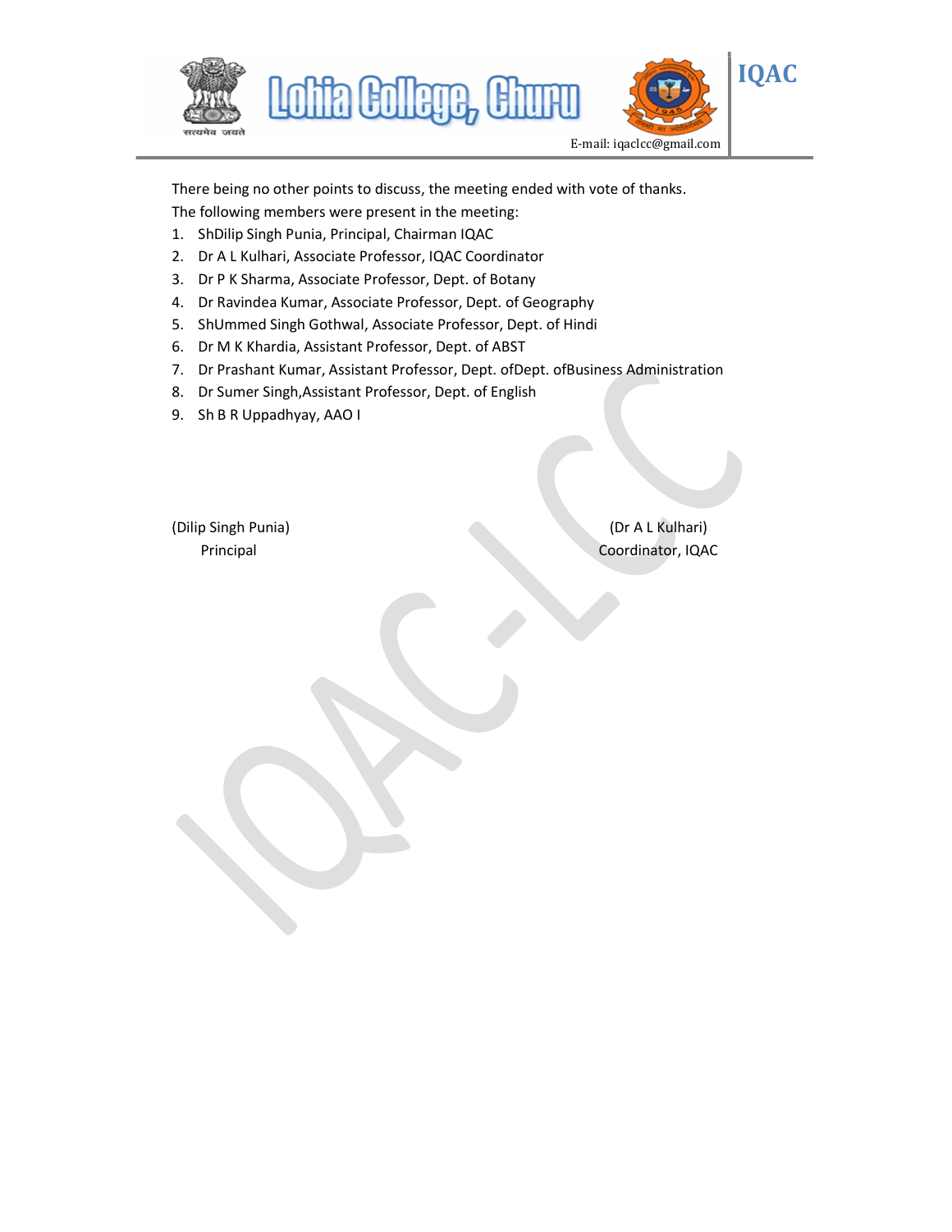There being no other points to discuss, the meeting ended with vote of thanks.

The following members were present in the meeting:

1. ShDilip Singh Punia, Principal, Chairman IQAC
2. Dr A L Kulhari, Associate Professor, IQAC Coordinator
3. Dr P K Sharma, Associate Professor, Dept. of Botany
4. Dr Ravindea Kumar, Associate Professor, Dept. of Geography
5. ShUmmed Singh Gothwal, Associate Professor, Dept. of Hindi
6. Dr M K Khardia, Assistant Professor, Dept. of ABST
7. Dr Prashant Kumar, Assistant Professor, Dept. ofDept. ofBusiness Administration
8. Dr Sumer Singh,Assistant Professor, Dept. of English
9. Sh B R Uppadhyay, AAO I

(Dilip Singh Punia)
Principal

(Dr A L Kulhari)
Coordinator, IQAC